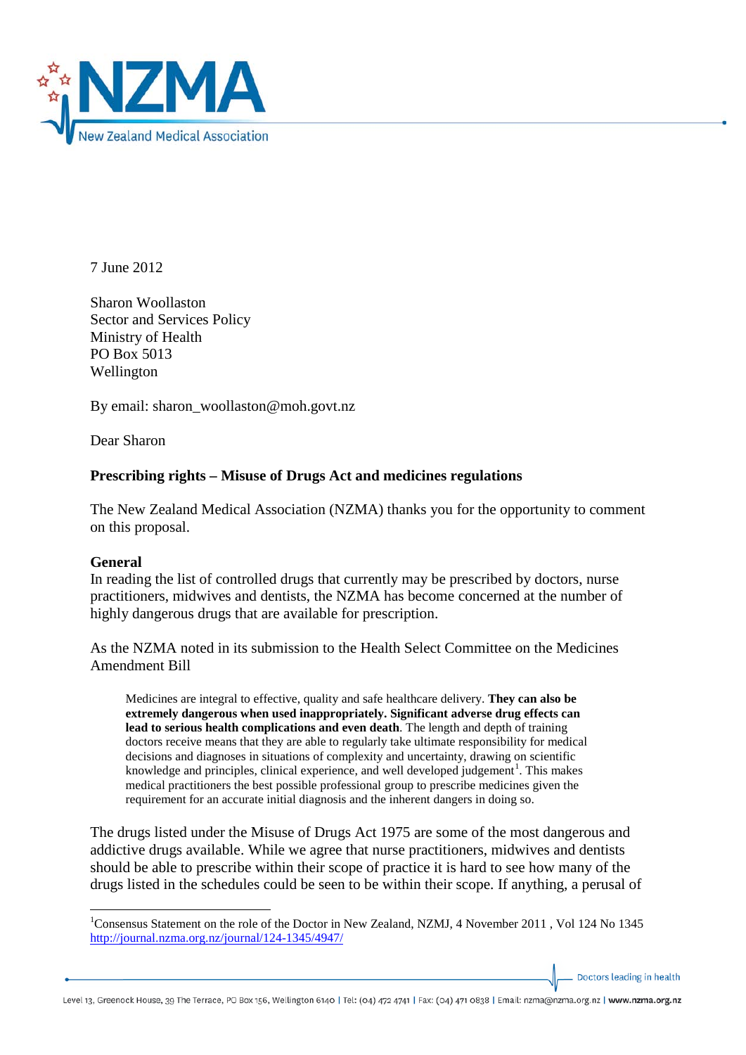**NZMA**

New Zealand Medical Association

7 June 2012

Sharon Woollaston
Sector and Services Policy
Ministry of Health
PO Box 5013
Wellington

By email: sharon_woollaston@moh.govt.nz

Dear Sharon

**Prescribing rights – Misuse of Drugs Act and medicines regulations**

The New Zealand Medical Association (NZMA) thanks you for the opportunity to comment on this proposal.

**General**

In reading the list of controlled drugs that currently may be prescribed by doctors, nurse practitioners, midwives and dentists, the NZMA has become concerned at the number of highly dangerous drugs that are available for prescription.

As the NZMA noted in its submission to the Health Select Committee on the Medicines Amendment Bill

> Medicines are integral to effective, quality and safe healthcare delivery. **They can also be extremely dangerous when used inappropriately. Significant adverse drug effects can lead to serious health complications and even death**. The length and depth of training doctors receive means that they are able to regularly take ultimate responsibility for medical decisions and diagnoses in situations of complexity and uncertainty, drawing on scientific knowledge and principles, clinical experience, and well developed judgement[1]. This makes medical practitioners the best possible professional group to prescribe medicines given the requirement for an accurate initial diagnosis and the inherent dangers in doing so.

The drugs listed under the Misuse of Drugs Act 1975 are some of the most dangerous and addictive drugs available. While we agree that nurse practitioners, midwives and dentists should be able to prescribe within their scope of practice it is hard to see how many of the drugs listed in the schedules could be seen to be within their scope. If anything, a perusal of

[1] Consensus Statement on the role of the Doctor in New Zealand, NZMJ, 4 November 2011 , Vol 124 No 1345 http://journal.nzma.org.nz/journal/124-1345/4947/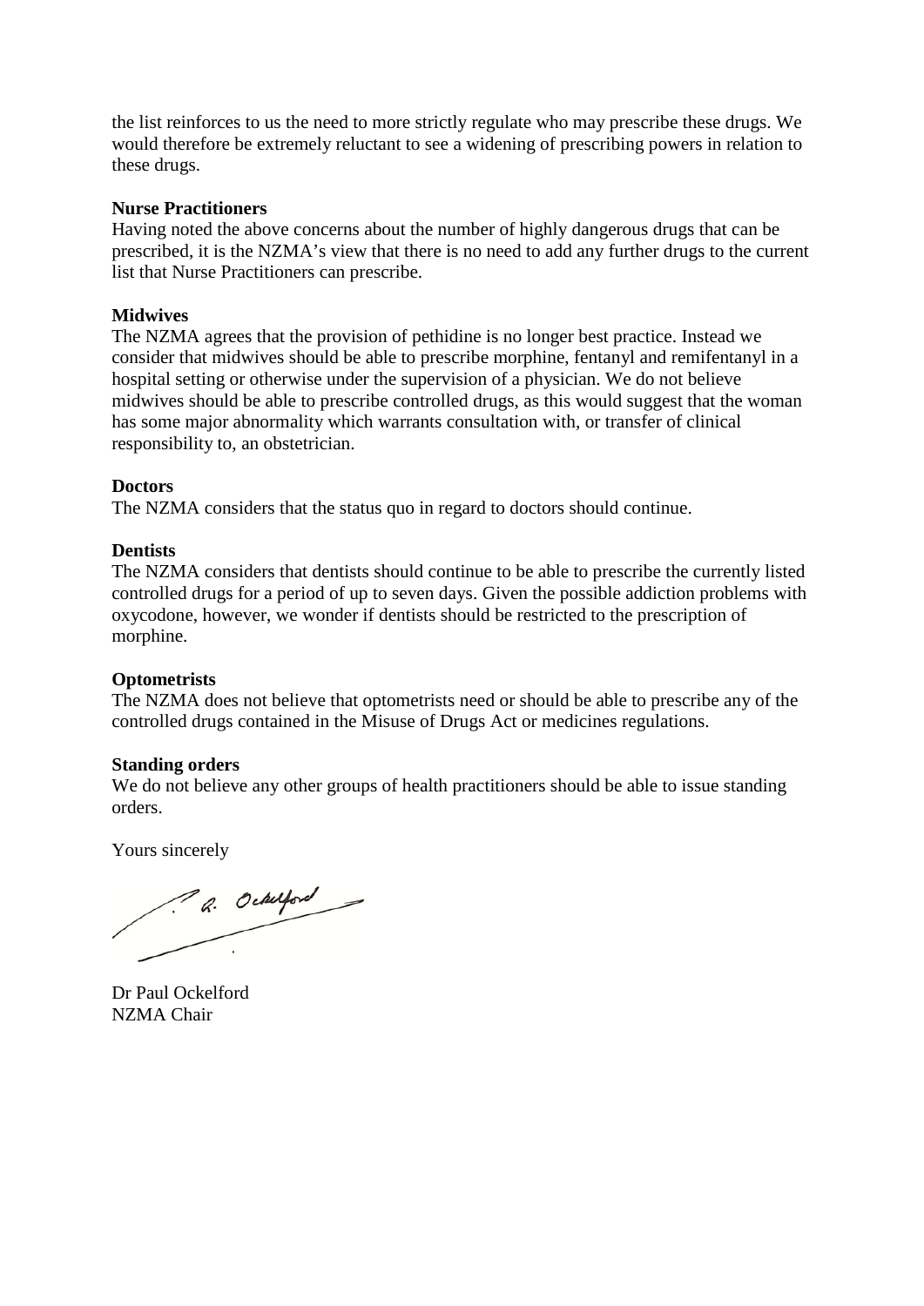the list reinforces to us the need to more strictly regulate who may prescribe these drugs. We would therefore be extremely reluctant to see a widening of prescribing powers in relation to these drugs.

**Nurse Practitioners**

Having noted the above concerns about the number of highly dangerous drugs that can be prescribed, it is the NZMA's view that there is no need to add any further drugs to the current list that Nurse Practitioners can prescribe.

**Midwives**

The NZMA agrees that the provision of pethidine is no longer best practice. Instead we consider that midwives should be able to prescribe morphine, fentanyl and remifentanyl in a hospital setting or otherwise under the supervision of a physician. We do not believe midwives should be able to prescribe controlled drugs, as this would suggest that the woman has some major abnormality which warrants consultation with, or transfer of clinical responsibility to, an obstetrician.

**Doctors**

The NZMA considers that the status quo in regard to doctors should continue.

**Dentists**

The NZMA considers that dentists should continue to be able to prescribe the currently listed controlled drugs for a period of up to seven days. Given the possible addiction problems with oxycodone, however, we wonder if dentists should be restricted to the prescription of morphine.

**Optometrists**

The NZMA does not believe that optometrists need or should be able to prescribe any of the controlled drugs contained in the Misuse of Drugs Act or medicines regulations.

**Standing orders**

We do not believe any other groups of health practitioners should be able to issue standing orders.

Yours sincerely

Dr Paul Ockelford
NZMA Chair